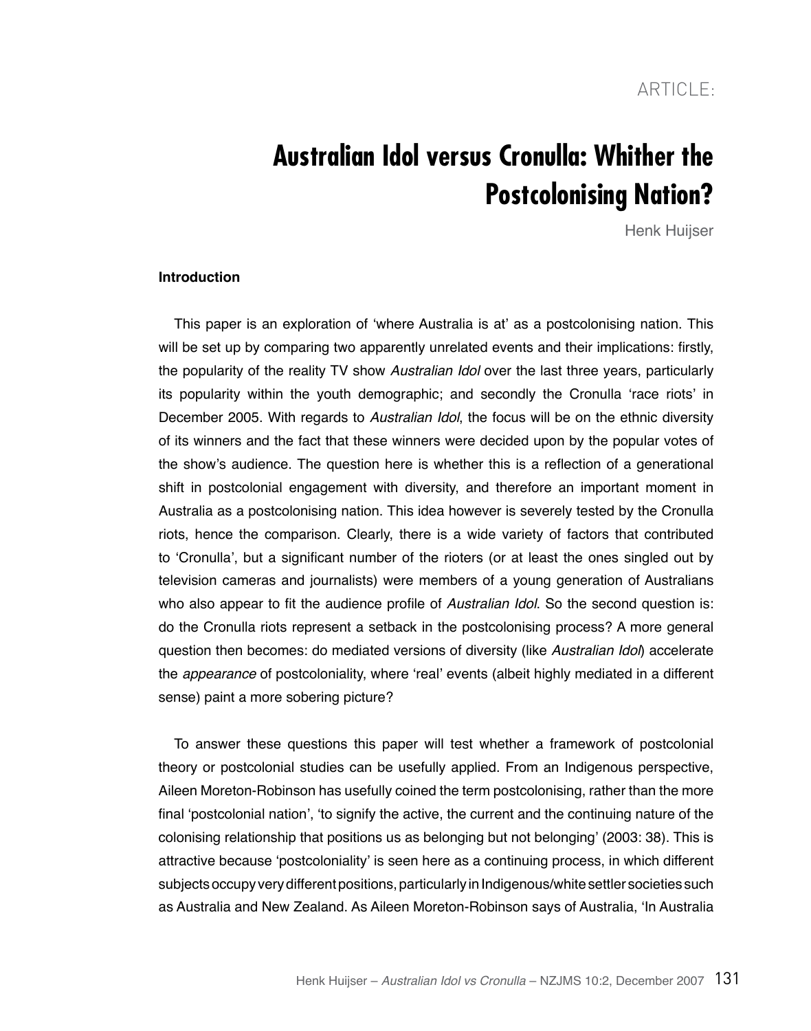ARTICLE:

# Australian Idol versus Cronulla: Whither the Postcolonising Nation?

Henk Huijser

## Introduction

This paper is an exploration of 'where Australia is at' as a postcolonising nation. This will be set up by comparing two apparently unrelated events and their implications: firstly, the popularity of the reality TV show *Australian Idol* over the last three years, particularly its popularity within the youth demographic; and secondly the Cronulla 'race riots' in December 2005. With regards to *Australian Idol*, the focus will be on the ethnic diversity of its winners and the fact that these winners were decided upon by the popular votes of the show's audience. The question here is whether this is a reflection of a generational shift in postcolonial engagement with diversity, and therefore an important moment in Australia as a postcolonising nation. This idea however is severely tested by the Cronulla riots, hence the comparison. Clearly, there is a wide variety of factors that contributed to 'Cronulla', but a significant number of the rioters (or at least the ones singled out by television cameras and journalists) were members of a young generation of Australians who also appear to fit the audience profile of *Australian Idol*. So the second question is: do the Cronulla riots represent a setback in the postcolonising process? A more general question then becomes: do mediated versions of diversity (like *Australian Idol*) accelerate the *appearance* of postcoloniality, where 'real' events (albeit highly mediated in a different sense) paint a more sobering picture?

To answer these questions this paper will test whether a framework of postcolonial theory or postcolonial studies can be usefully applied. From an Indigenous perspective, Aileen Moreton-Robinson has usefully coined the term postcolonising, rather than the more final 'postcolonial nation', 'to signify the active, the current and the continuing nature of the colonising relationship that positions us as belonging but not belonging' (2003: 38). This is attractive because 'postcoloniality' is seen here as a continuing process, in which different subjects occupy very different positions, particularly in Indigenous/white settler societies such as Australia and New Zealand. As Aileen Moreton-Robinson says of Australia, 'In Australia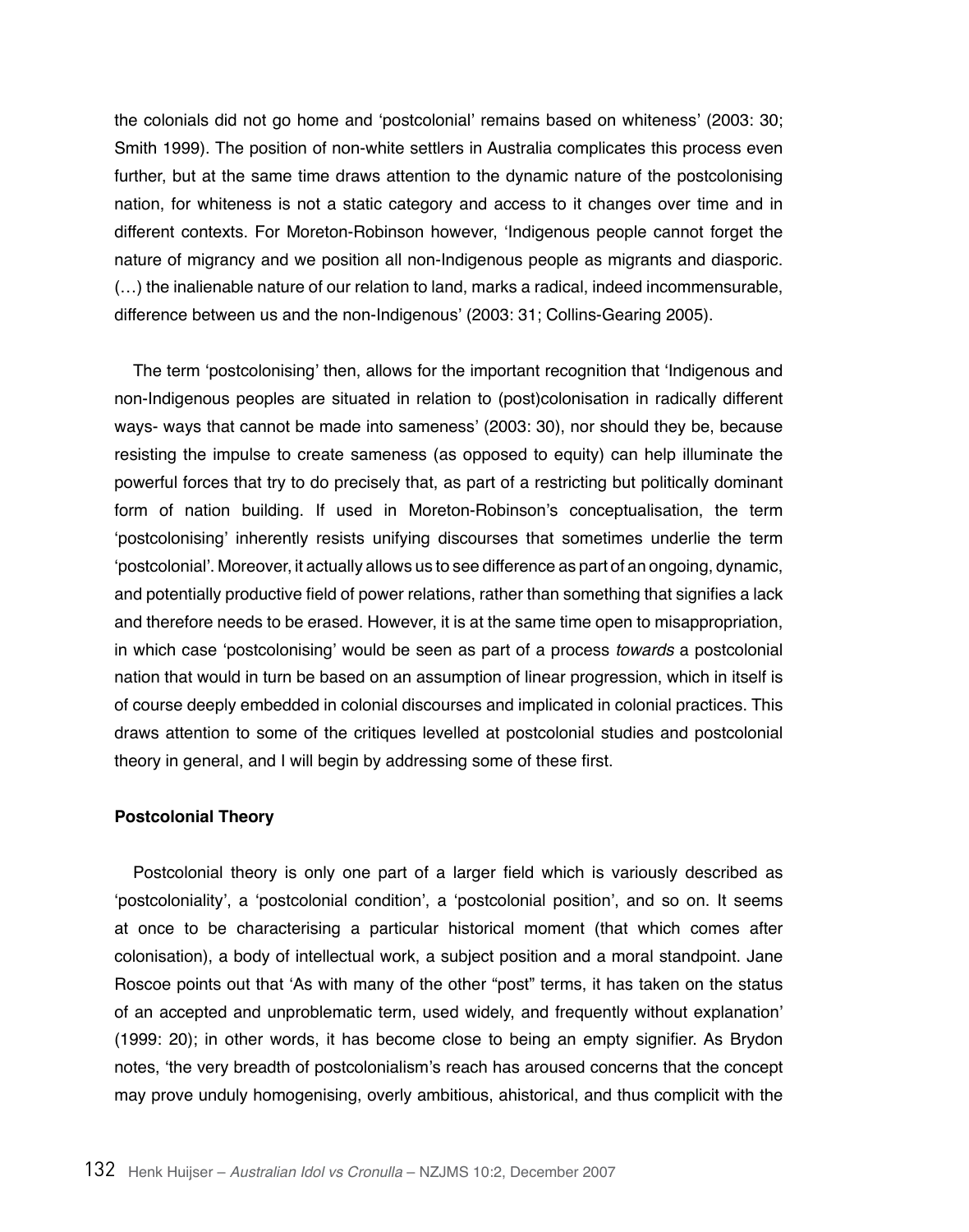the colonials did not go home and 'postcolonial' remains based on whiteness' (2003: 30; Smith 1999). The position of non-white settlers in Australia complicates this process even further, but at the same time draws attention to the dynamic nature of the postcolonising nation, for whiteness is not a static category and access to it changes over time and in different contexts. For Moreton-Robinson however, 'Indigenous people cannot forget the nature of migrancy and we position all non-Indigenous people as migrants and diasporic. (…) the inalienable nature of our relation to land, marks a radical, indeed incommensurable, difference between us and the non-Indigenous' (2003: 31; Collins-Gearing 2005).

The term 'postcolonising' then, allows for the important recognition that 'Indigenous and non-Indigenous peoples are situated in relation to (post)colonisation in radically different ways- ways that cannot be made into sameness' (2003: 30), nor should they be, because resisting the impulse to create sameness (as opposed to equity) can help illuminate the powerful forces that try to do precisely that, as part of a restricting but politically dominant form of nation building. If used in Moreton-Robinson's conceptualisation, the term 'postcolonising' inherently resists unifying discourses that sometimes underlie the term 'postcolonial'. Moreover, it actually allows us to see difference as part of an ongoing, dynamic, and potentially productive field of power relations, rather than something that signifies a lack and therefore needs to be erased. However, it is at the same time open to misappropriation, in which case 'postcolonising' would be seen as part of a process *towards* a postcolonial nation that would in turn be based on an assumption of linear progression, which in itself is of course deeply embedded in colonial discourses and implicated in colonial practices. This draws attention to some of the critiques levelled at postcolonial studies and postcolonial theory in general, and I will begin by addressing some of these first.

**Postcolonial Theory**

Postcolonial theory is only one part of a larger field which is variously described as 'postcoloniality', a 'postcolonial condition', a 'postcolonial position', and so on. It seems at once to be characterising a particular historical moment (that which comes after colonisation), a body of intellectual work, a subject position and a moral standpoint. Jane Roscoe points out that 'As with many of the other "post" terms, it has taken on the status of an accepted and unproblematic term, used widely, and frequently without explanation' (1999: 20); in other words, it has become close to being an empty signifier. As Brydon notes, 'the very breadth of postcolonialism's reach has aroused concerns that the concept may prove unduly homogenising, overly ambitious, ahistorical, and thus complicit with the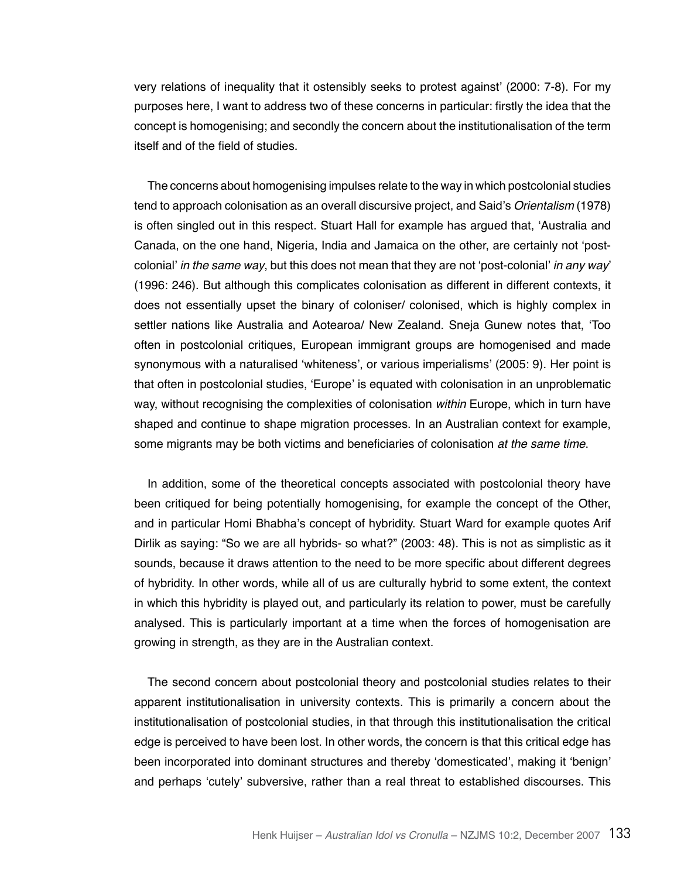very relations of inequality that it ostensibly seeks to protest against' (2000: 7-8). For my purposes here, I want to address two of these concerns in particular: firstly the idea that the concept is homogenising; and secondly the concern about the institutionalisation of the term itself and of the field of studies.

The concerns about homogenising impulses relate to the way in which postcolonial studies tend to approach colonisation as an overall discursive project, and Said's *Orientalism* (1978) is often singled out in this respect. Stuart Hall for example has argued that, 'Australia and Canada, on the one hand, Nigeria, India and Jamaica on the other, are certainly not 'post-colonial' *in the same way*, but this does not mean that they are not 'post-colonial' *in any way*' (1996: 246). But although this complicates colonisation as different in different contexts, it does not essentially upset the binary of coloniser/ colonised, which is highly complex in settler nations like Australia and Aotearoa/ New Zealand. Sneja Gunew notes that, 'Too often in postcolonial critiques, European immigrant groups are homogenised and made synonymous with a naturalised 'whiteness', or various imperialisms' (2005: 9). Her point is that often in postcolonial studies, 'Europe' is equated with colonisation in an unproblematic way, without recognising the complexities of colonisation *within* Europe, which in turn have shaped and continue to shape migration processes. In an Australian context for example, some migrants may be both victims and beneficiaries of colonisation *at the same time*.

In addition, some of the theoretical concepts associated with postcolonial theory have been critiqued for being potentially homogenising, for example the concept of the Other, and in particular Homi Bhabha's concept of hybridity. Stuart Ward for example quotes Arif Dirlik as saying: "So we are all hybrids- so what?" (2003: 48). This is not as simplistic as it sounds, because it draws attention to the need to be more specific about different degrees of hybridity. In other words, while all of us are culturally hybrid to some extent, the context in which this hybridity is played out, and particularly its relation to power, must be carefully analysed. This is particularly important at a time when the forces of homogenisation are growing in strength, as they are in the Australian context.

The second concern about postcolonial theory and postcolonial studies relates to their apparent institutionalisation in university contexts. This is primarily a concern about the institutionalisation of postcolonial studies, in that through this institutionalisation the critical edge is perceived to have been lost. In other words, the concern is that this critical edge has been incorporated into dominant structures and thereby 'domesticated', making it 'benign' and perhaps 'cutely' subversive, rather than a real threat to established discourses. This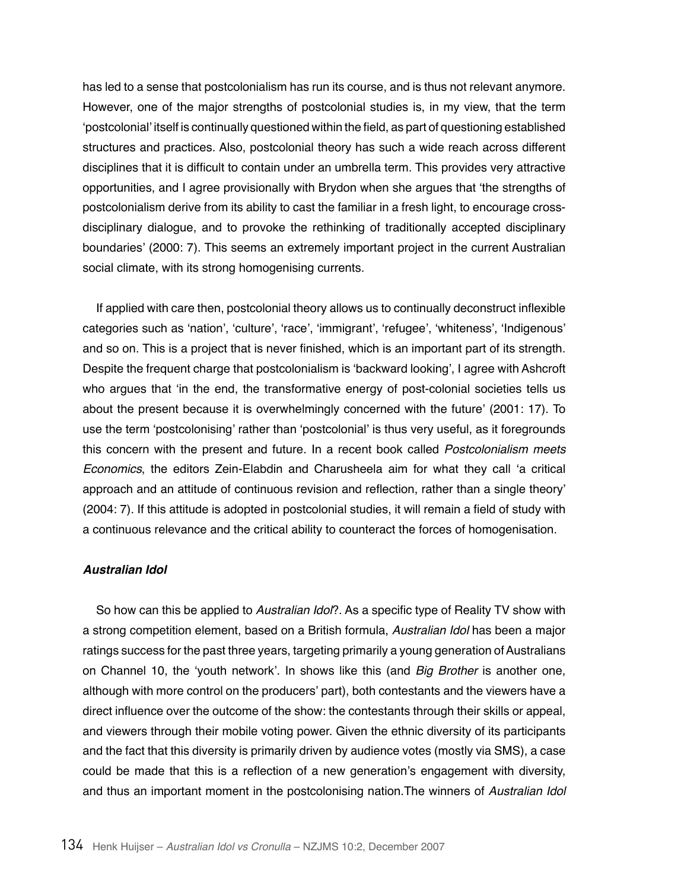has led to a sense that postcolonialism has run its course, and is thus not relevant anymore. However, one of the major strengths of postcolonial studies is, in my view, that the term 'postcolonial' itself is continually questioned within the field, as part of questioning established structures and practices. Also, postcolonial theory has such a wide reach across different disciplines that it is difficult to contain under an umbrella term. This provides very attractive opportunities, and I agree provisionally with Brydon when she argues that 'the strengths of postcolonialism derive from its ability to cast the familiar in a fresh light, to encourage cross-disciplinary dialogue, and to provoke the rethinking of traditionally accepted disciplinary boundaries' (2000: 7). This seems an extremely important project in the current Australian social climate, with its strong homogenising currents.

If applied with care then, postcolonial theory allows us to continually deconstruct inflexible categories such as 'nation', 'culture', 'race', 'immigrant', 'refugee', 'whiteness', 'Indigenous' and so on. This is a project that is never finished, which is an important part of its strength. Despite the frequent charge that postcolonialism is 'backward looking', I agree with Ashcroft who argues that 'in the end, the transformative energy of post-colonial societies tells us about the present because it is overwhelmingly concerned with the future' (2001: 17). To use the term 'postcolonising' rather than 'postcolonial' is thus very useful, as it foregrounds this concern with the present and future. In a recent book called *Postcolonialism meets Economics*, the editors Zein-Elabdin and Charusheela aim for what they call 'a critical approach and an attitude of continuous revision and reflection, rather than a single theory' (2004: 7). If this attitude is adopted in postcolonial studies, it will remain a field of study with a continuous relevance and the critical ability to counteract the forces of homogenisation.

### *Australian Idol*

So how can this be applied to *Australian Idol*?. As a specific type of Reality TV show with a strong competition element, based on a British formula, *Australian Idol* has been a major ratings success for the past three years, targeting primarily a young generation of Australians on Channel 10, the 'youth network'. In shows like this (and *Big Brother* is another one, although with more control on the producers' part), both contestants and the viewers have a direct influence over the outcome of the show: the contestants through their skills or appeal, and viewers through their mobile voting power. Given the ethnic diversity of its participants and the fact that this diversity is primarily driven by audience votes (mostly via SMS), a case could be made that this is a reflection of a new generation's engagement with diversity, and thus an important moment in the postcolonising nation.The winners of *Australian Idol*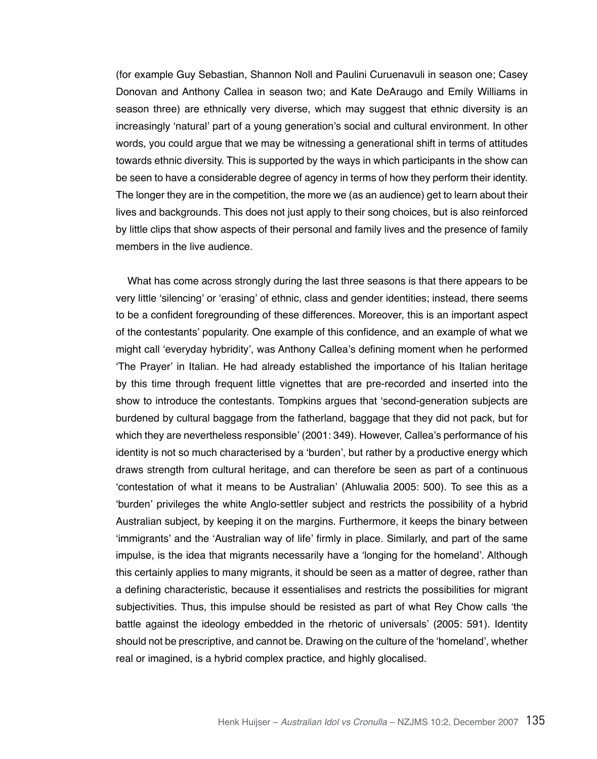(for example Guy Sebastian, Shannon Noll and Paulini Curuenavuli in season one; Casey Donovan and Anthony Callea in season two; and Kate DeAraugo and Emily Williams in season three) are ethnically very diverse, which may suggest that ethnic diversity is an increasingly 'natural' part of a young generation's social and cultural environment. In other words, you could argue that we may be witnessing a generational shift in terms of attitudes towards ethnic diversity. This is supported by the ways in which participants in the show can be seen to have a considerable degree of agency in terms of how they perform their identity. The longer they are in the competition, the more we (as an audience) get to learn about their lives and backgrounds. This does not just apply to their song choices, but is also reinforced by little clips that show aspects of their personal and family lives and the presence of family members in the live audience.

What has come across strongly during the last three seasons is that there appears to be very little 'silencing' or 'erasing' of ethnic, class and gender identities; instead, there seems to be a confident foregrounding of these differences. Moreover, this is an important aspect of the contestants' popularity. One example of this confidence, and an example of what we might call 'everyday hybridity', was Anthony Callea's defining moment when he performed 'The Prayer' in Italian. He had already established the importance of his Italian heritage by this time through frequent little vignettes that are pre-recorded and inserted into the show to introduce the contestants. Tompkins argues that 'second-generation subjects are burdened by cultural baggage from the fatherland, baggage that they did not pack, but for which they are nevertheless responsible' (2001: 349). However, Callea's performance of his identity is not so much characterised by a 'burden', but rather by a productive energy which draws strength from cultural heritage, and can therefore be seen as part of a continuous 'contestation of what it means to be Australian' (Ahluwalia 2005: 500). To see this as a 'burden' privileges the white Anglo-settler subject and restricts the possibility of a hybrid Australian subject, by keeping it on the margins. Furthermore, it keeps the binary between 'immigrants' and the 'Australian way of life' firmly in place. Similarly, and part of the same impulse, is the idea that migrants necessarily have a 'longing for the homeland'. Although this certainly applies to many migrants, it should be seen as a matter of degree, rather than a defining characteristic, because it essentialises and restricts the possibilities for migrant subjectivities. Thus, this impulse should be resisted as part of what Rey Chow calls 'the battle against the ideology embedded in the rhetoric of universals' (2005: 591). Identity should not be prescriptive, and cannot be. Drawing on the culture of the 'homeland', whether real or imagined, is a hybrid complex practice, and highly glocalised.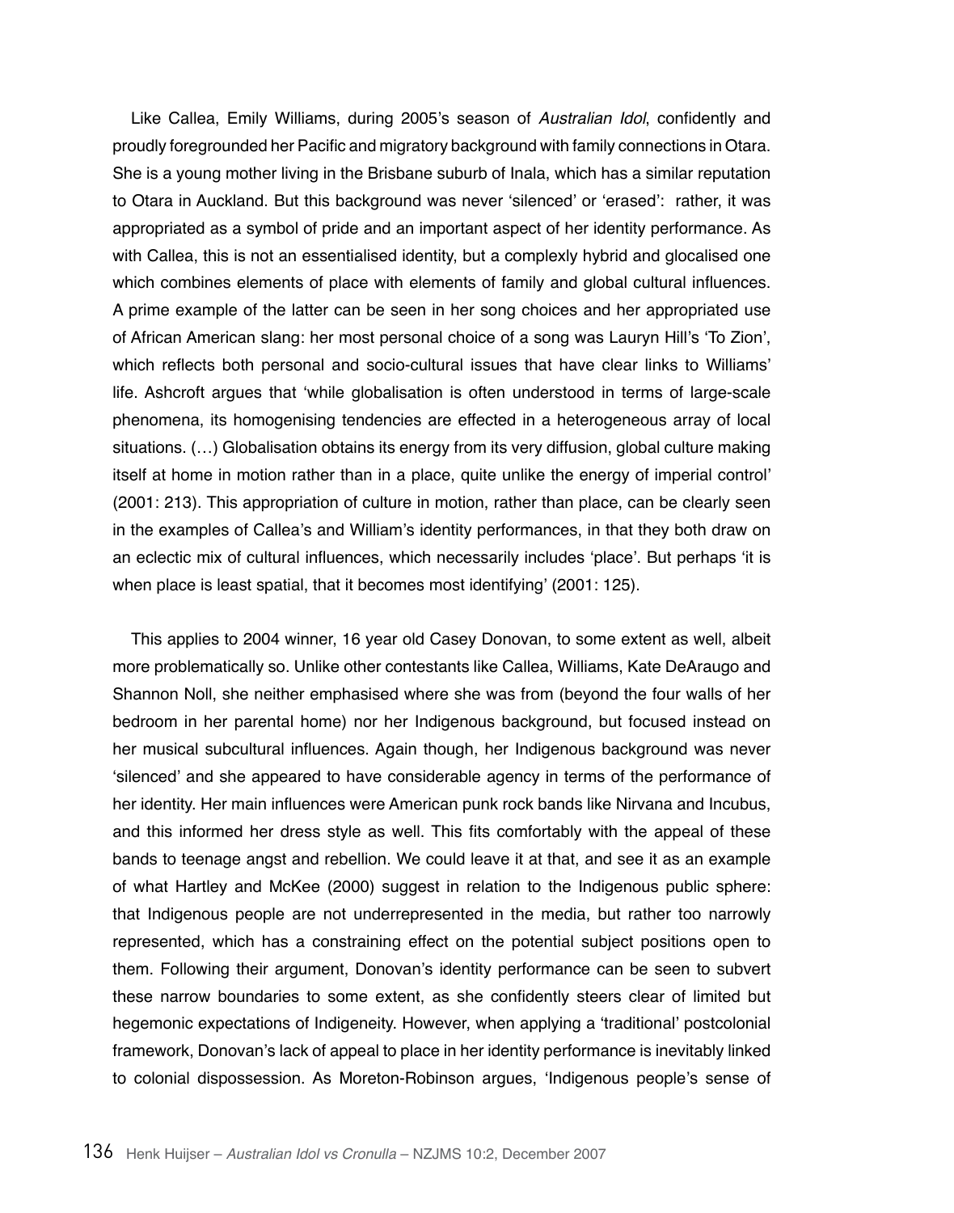Like Callea, Emily Williams, during 2005's season of *Australian Idol*, confidently and proudly foregrounded her Pacific and migratory background with family connections in Otara. She is a young mother living in the Brisbane suburb of Inala, which has a similar reputation to Otara in Auckland. But this background was never 'silenced' or 'erased': rather, it was appropriated as a symbol of pride and an important aspect of her identity performance. As with Callea, this is not an essentialised identity, but a complexly hybrid and glocalised one which combines elements of place with elements of family and global cultural influences. A prime example of the latter can be seen in her song choices and her appropriated use of African American slang: her most personal choice of a song was Lauryn Hill's 'To Zion', which reflects both personal and socio-cultural issues that have clear links to Williams' life. Ashcroft argues that 'while globalisation is often understood in terms of large-scale phenomena, its homogenising tendencies are effected in a heterogeneous array of local situations. (…) Globalisation obtains its energy from its very diffusion, global culture making itself at home in motion rather than in a place, quite unlike the energy of imperial control' (2001: 213). This appropriation of culture in motion, rather than place, can be clearly seen in the examples of Callea's and William's identity performances, in that they both draw on an eclectic mix of cultural influences, which necessarily includes 'place'. But perhaps 'it is when place is least spatial, that it becomes most identifying' (2001: 125).

This applies to 2004 winner, 16 year old Casey Donovan, to some extent as well, albeit more problematically so. Unlike other contestants like Callea, Williams, Kate DeAraugo and Shannon Noll, she neither emphasised where she was from (beyond the four walls of her bedroom in her parental home) nor her Indigenous background, but focused instead on her musical subcultural influences. Again though, her Indigenous background was never 'silenced' and she appeared to have considerable agency in terms of the performance of her identity. Her main influences were American punk rock bands like Nirvana and Incubus, and this informed her dress style as well. This fits comfortably with the appeal of these bands to teenage angst and rebellion. We could leave it at that, and see it as an example of what Hartley and McKee (2000) suggest in relation to the Indigenous public sphere: that Indigenous people are not underrepresented in the media, but rather too narrowly represented, which has a constraining effect on the potential subject positions open to them. Following their argument, Donovan's identity performance can be seen to subvert these narrow boundaries to some extent, as she confidently steers clear of limited but hegemonic expectations of Indigeneity. However, when applying a 'traditional' postcolonial framework, Donovan's lack of appeal to place in her identity performance is inevitably linked to colonial dispossession. As Moreton-Robinson argues, 'Indigenous people's sense of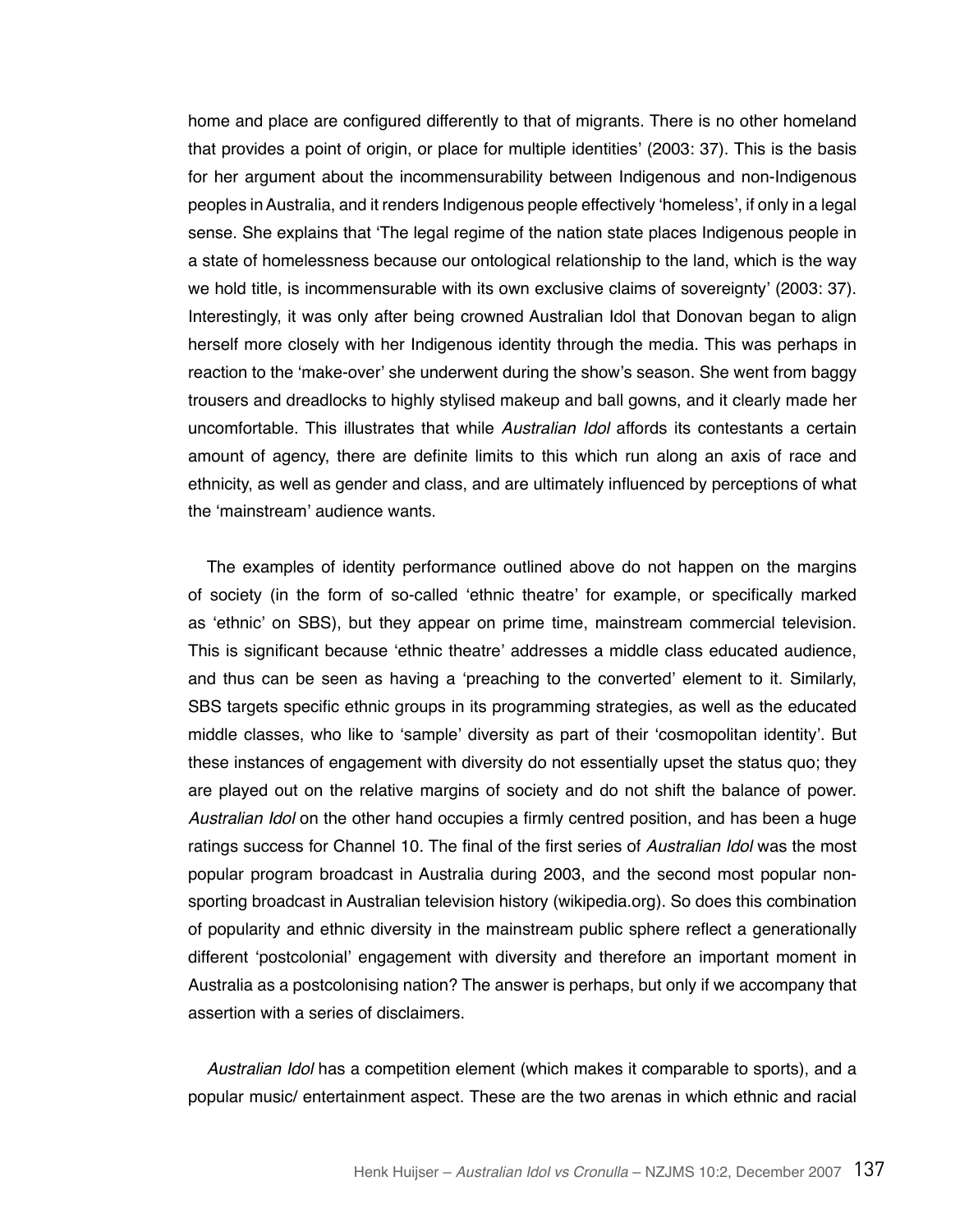home and place are configured differently to that of migrants. There is no other homeland that provides a point of origin, or place for multiple identities' (2003: 37). This is the basis for her argument about the incommensurability between Indigenous and non-Indigenous peoples in Australia, and it renders Indigenous people effectively 'homeless', if only in a legal sense. She explains that 'The legal regime of the nation state places Indigenous people in a state of homelessness because our ontological relationship to the land, which is the way we hold title, is incommensurable with its own exclusive claims of sovereignty' (2003: 37). Interestingly, it was only after being crowned Australian Idol that Donovan began to align herself more closely with her Indigenous identity through the media. This was perhaps in reaction to the 'make-over' she underwent during the show's season. She went from baggy trousers and dreadlocks to highly stylised makeup and ball gowns, and it clearly made her uncomfortable. This illustrates that while *Australian Idol* affords its contestants a certain amount of agency, there are definite limits to this which run along an axis of race and ethnicity, as well as gender and class, and are ultimately influenced by perceptions of what the 'mainstream' audience wants.

The examples of identity performance outlined above do not happen on the margins of society (in the form of so-called 'ethnic theatre' for example, or specifically marked as 'ethnic' on SBS), but they appear on prime time, mainstream commercial television. This is significant because 'ethnic theatre' addresses a middle class educated audience, and thus can be seen as having a 'preaching to the converted' element to it. Similarly, SBS targets specific ethnic groups in its programming strategies, as well as the educated middle classes, who like to 'sample' diversity as part of their 'cosmopolitan identity'. But these instances of engagement with diversity do not essentially upset the status quo; they are played out on the relative margins of society and do not shift the balance of power. *Australian Idol* on the other hand occupies a firmly centred position, and has been a huge ratings success for Channel 10. The final of the first series of *Australian Idol* was the most popular program broadcast in Australia during 2003, and the second most popular non-sporting broadcast in Australian television history (wikipedia.org). So does this combination of popularity and ethnic diversity in the mainstream public sphere reflect a generationally different 'postcolonial' engagement with diversity and therefore an important moment in Australia as a postcolonising nation? The answer is perhaps, but only if we accompany that assertion with a series of disclaimers.

*Australian Idol* has a competition element (which makes it comparable to sports), and a popular music/ entertainment aspect. These are the two arenas in which ethnic and racial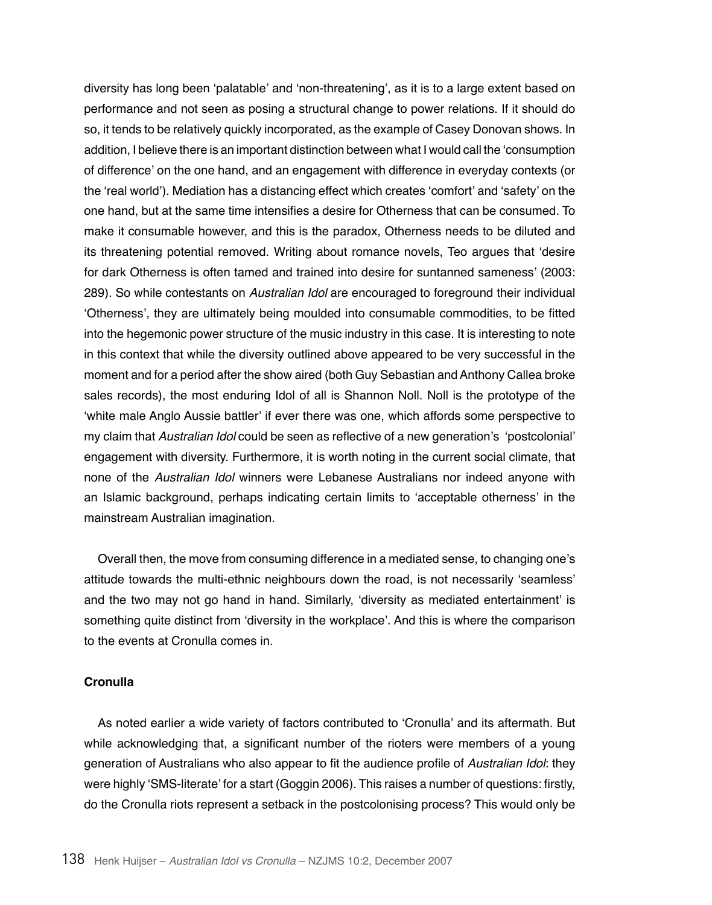diversity has long been 'palatable' and 'non-threatening', as it is to a large extent based on performance and not seen as posing a structural change to power relations. If it should do so, it tends to be relatively quickly incorporated, as the example of Casey Donovan shows. In addition, I believe there is an important distinction between what I would call the 'consumption of difference' on the one hand, and an engagement with difference in everyday contexts (or the 'real world'). Mediation has a distancing effect which creates 'comfort' and 'safety' on the one hand, but at the same time intensifies a desire for Otherness that can be consumed. To make it consumable however, and this is the paradox, Otherness needs to be diluted and its threatening potential removed. Writing about romance novels, Teo argues that 'desire for dark Otherness is often tamed and trained into desire for suntanned sameness' (2003: 289). So while contestants on *Australian Idol* are encouraged to foreground their individual 'Otherness', they are ultimately being moulded into consumable commodities, to be fitted into the hegemonic power structure of the music industry in this case. It is interesting to note in this context that while the diversity outlined above appeared to be very successful in the moment and for a period after the show aired (both Guy Sebastian and Anthony Callea broke sales records), the most enduring Idol of all is Shannon Noll. Noll is the prototype of the 'white male Anglo Aussie battler' if ever there was one, which affords some perspective to my claim that *Australian Idol* could be seen as reflective of a new generation's 'postcolonial' engagement with diversity. Furthermore, it is worth noting in the current social climate, that none of the *Australian Idol* winners were Lebanese Australians nor indeed anyone with an Islamic background, perhaps indicating certain limits to 'acceptable otherness' in the mainstream Australian imagination.

Overall then, the move from consuming difference in a mediated sense, to changing one's attitude towards the multi-ethnic neighbours down the road, is not necessarily 'seamless' and the two may not go hand in hand. Similarly, 'diversity as mediated entertainment' is something quite distinct from 'diversity in the workplace'. And this is where the comparison to the events at Cronulla comes in.

**Cronulla**

As noted earlier a wide variety of factors contributed to 'Cronulla' and its aftermath. But while acknowledging that, a significant number of the rioters were members of a young generation of Australians who also appear to fit the audience profile of *Australian Idol*: they were highly 'SMS-literate' for a start (Goggin 2006). This raises a number of questions: firstly, do the Cronulla riots represent a setback in the postcolonising process? This would only be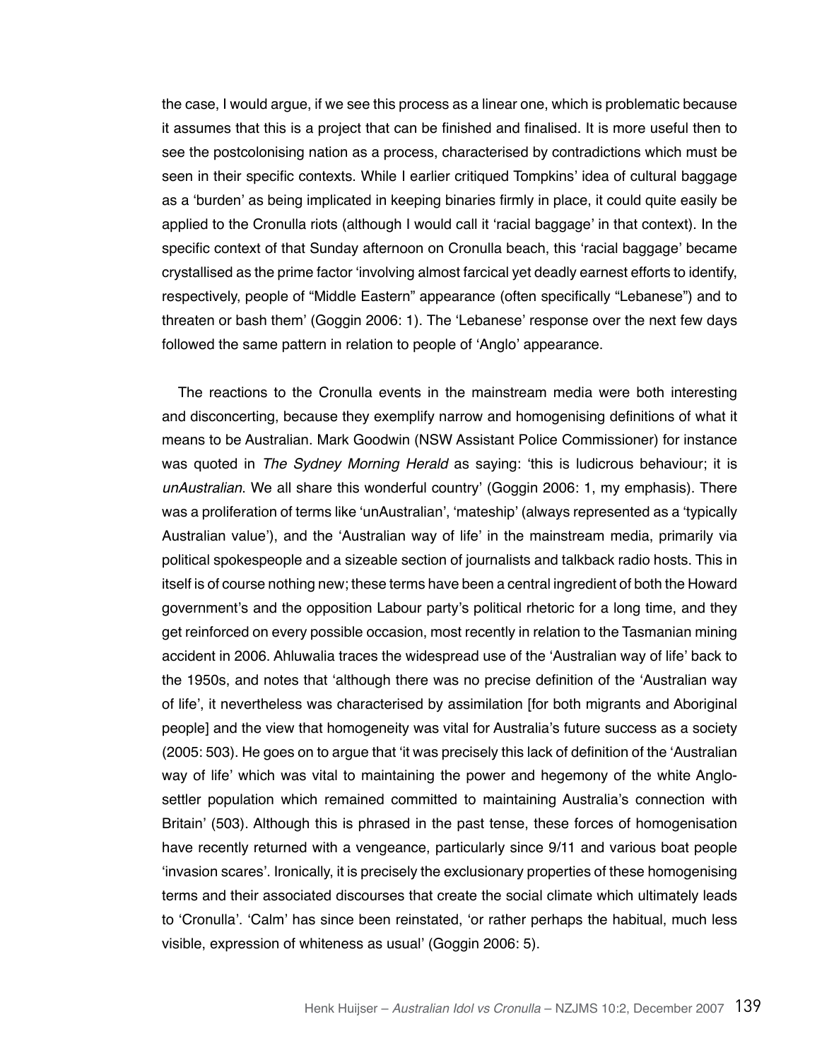the case, I would argue, if we see this process as a linear one, which is problematic because it assumes that this is a project that can be finished and finalised. It is more useful then to see the postcolonising nation as a process, characterised by contradictions which must be seen in their specific contexts. While I earlier critiqued Tompkins' idea of cultural baggage as a 'burden' as being implicated in keeping binaries firmly in place, it could quite easily be applied to the Cronulla riots (although I would call it 'racial baggage' in that context). In the specific context of that Sunday afternoon on Cronulla beach, this 'racial baggage' became crystallised as the prime factor 'involving almost farcical yet deadly earnest efforts to identify, respectively, people of "Middle Eastern" appearance (often specifically "Lebanese") and to threaten or bash them' (Goggin 2006: 1). The 'Lebanese' response over the next few days followed the same pattern in relation to people of 'Anglo' appearance.

The reactions to the Cronulla events in the mainstream media were both interesting and disconcerting, because they exemplify narrow and homogenising definitions of what it means to be Australian. Mark Goodwin (NSW Assistant Police Commissioner) for instance was quoted in *The Sydney Morning Herald* as saying: 'this is ludicrous behaviour; it is *unAustralian*. We all share this wonderful country' (Goggin 2006: 1, my emphasis). There was a proliferation of terms like 'unAustralian', 'mateship' (always represented as a 'typically Australian value'), and the 'Australian way of life' in the mainstream media, primarily via political spokespeople and a sizeable section of journalists and talkback radio hosts. This in itself is of course nothing new; these terms have been a central ingredient of both the Howard government's and the opposition Labour party's political rhetoric for a long time, and they get reinforced on every possible occasion, most recently in relation to the Tasmanian mining accident in 2006. Ahluwalia traces the widespread use of the 'Australian way of life' back to the 1950s, and notes that 'although there was no precise definition of the 'Australian way of life', it nevertheless was characterised by assimilation [for both migrants and Aboriginal people] and the view that homogeneity was vital for Australia's future success as a society (2005: 503). He goes on to argue that 'it was precisely this lack of definition of the 'Australian way of life' which was vital to maintaining the power and hegemony of the white Anglo-settler population which remained committed to maintaining Australia's connection with Britain' (503). Although this is phrased in the past tense, these forces of homogenisation have recently returned with a vengeance, particularly since 9/11 and various boat people 'invasion scares'. Ironically, it is precisely the exclusionary properties of these homogenising terms and their associated discourses that create the social climate which ultimately leads to 'Cronulla'. 'Calm' has since been reinstated, 'or rather perhaps the habitual, much less visible, expression of whiteness as usual' (Goggin 2006: 5).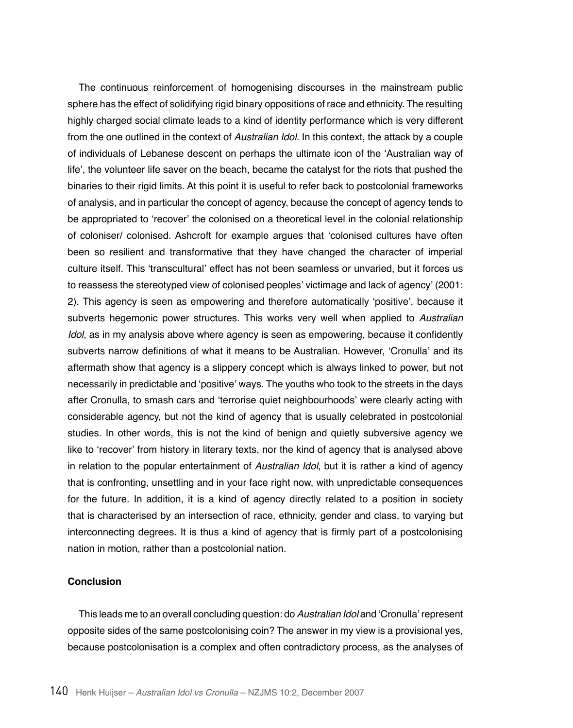The continuous reinforcement of homogenising discourses in the mainstream public sphere has the effect of solidifying rigid binary oppositions of race and ethnicity. The resulting highly charged social climate leads to a kind of identity performance which is very different from the one outlined in the context of *Australian Idol*. In this context, the attack by a couple of individuals of Lebanese descent on perhaps the ultimate icon of the 'Australian way of life', the volunteer life saver on the beach, became the catalyst for the riots that pushed the binaries to their rigid limits. At this point it is useful to refer back to postcolonial frameworks of analysis, and in particular the concept of agency, because the concept of agency tends to be appropriated to 'recover' the colonised on a theoretical level in the colonial relationship of coloniser/ colonised. Ashcroft for example argues that 'colonised cultures have often been so resilient and transformative that they have changed the character of imperial culture itself. This 'transcultural' effect has not been seamless or unvaried, but it forces us to reassess the stereotyped view of colonised peoples' victimage and lack of agency' (2001: 2). This agency is seen as empowering and therefore automatically 'positive', because it subverts hegemonic power structures. This works very well when applied to *Australian Idol*, as in my analysis above where agency is seen as empowering, because it confidently subverts narrow definitions of what it means to be Australian. However, 'Cronulla' and its aftermath show that agency is a slippery concept which is always linked to power, but not necessarily in predictable and 'positive' ways. The youths who took to the streets in the days after Cronulla, to smash cars and 'terrorise quiet neighbourhoods' were clearly acting with considerable agency, but not the kind of agency that is usually celebrated in postcolonial studies. In other words, this is not the kind of benign and quietly subversive agency we like to 'recover' from history in literary texts, nor the kind of agency that is analysed above in relation to the popular entertainment of *Australian Idol*, but it is rather a kind of agency that is confronting, unsettling and in your face right now, with unpredictable consequences for the future. In addition, it is a kind of agency directly related to a position in society that is characterised by an intersection of race, ethnicity, gender and class, to varying but interconnecting degrees. It is thus a kind of agency that is firmly part of a postcolonising nation in motion, rather than a postcolonial nation.

## Conclusion

This leads me to an overall concluding question: do *Australian Idol* and 'Cronulla' represent opposite sides of the same postcolonising coin? The answer in my view is a provisional yes, because postcolonisation is a complex and often contradictory process, as the analyses of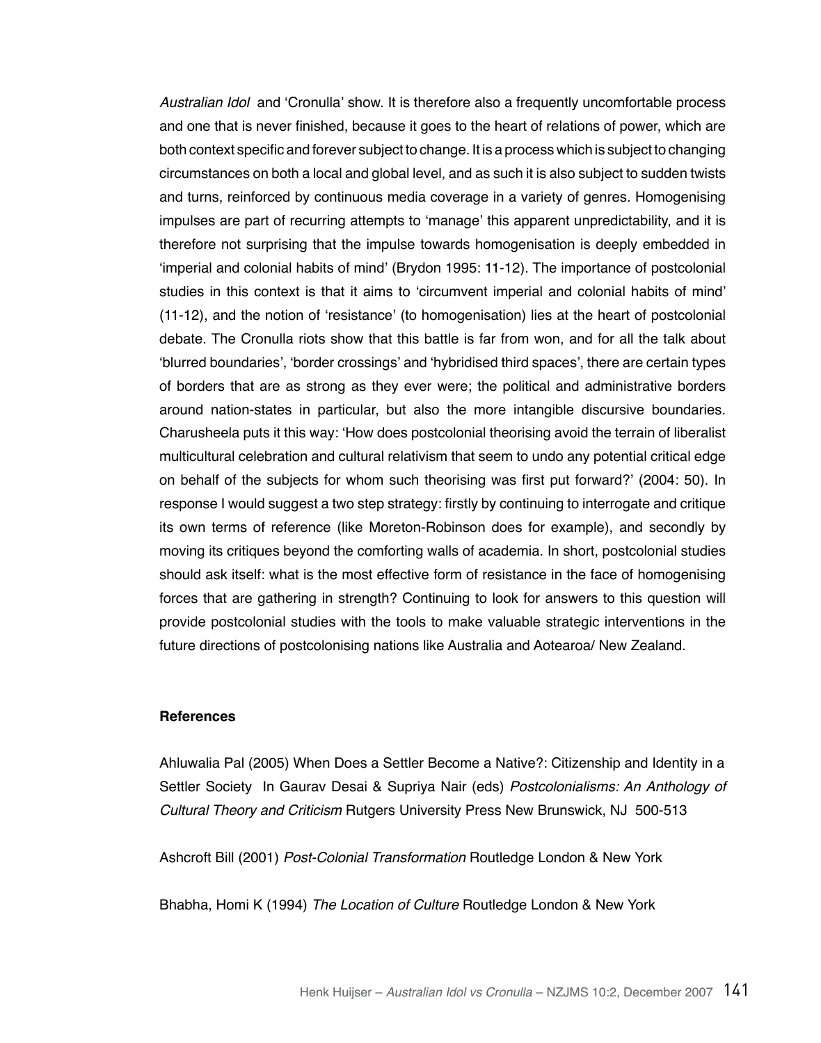*Australian Idol* and 'Cronulla' show. It is therefore also a frequently uncomfortable process and one that is never finished, because it goes to the heart of relations of power, which are both context specific and forever subject to change. It is a process which is subject to changing circumstances on both a local and global level, and as such it is also subject to sudden twists and turns, reinforced by continuous media coverage in a variety of genres. Homogenising impulses are part of recurring attempts to 'manage' this apparent unpredictability, and it is therefore not surprising that the impulse towards homogenisation is deeply embedded in 'imperial and colonial habits of mind' (Brydon 1995: 11-12). The importance of postcolonial studies in this context is that it aims to 'circumvent imperial and colonial habits of mind' (11-12), and the notion of 'resistance' (to homogenisation) lies at the heart of postcolonial debate. The Cronulla riots show that this battle is far from won, and for all the talk about 'blurred boundaries', 'border crossings' and 'hybridised third spaces', there are certain types of borders that are as strong as they ever were; the political and administrative borders around nation-states in particular, but also the more intangible discursive boundaries. Charusheela puts it this way: 'How does postcolonial theorising avoid the terrain of liberalist multicultural celebration and cultural relativism that seem to undo any potential critical edge on behalf of the subjects for whom such theorising was first put forward?' (2004: 50). In response I would suggest a two step strategy: firstly by continuing to interrogate and critique its own terms of reference (like Moreton-Robinson does for example), and secondly by moving its critiques beyond the comforting walls of academia. In short, postcolonial studies should ask itself: what is the most effective form of resistance in the face of homogenising forces that are gathering in strength? Continuing to look for answers to this question will provide postcolonial studies with the tools to make valuable strategic interventions in the future directions of postcolonising nations like Australia and Aotearoa/ New Zealand.

**References**

Ahluwalia Pal (2005) When Does a Settler Become a Native?: Citizenship and Identity in a Settler Society In Gaurav Desai & Supriya Nair (eds) *Postcolonialisms: An Anthology of Cultural Theory and Criticism* Rutgers University Press New Brunswick, NJ 500-513

Ashcroft Bill (2001) *Post-Colonial Transformation* Routledge London & New York

Bhabha, Homi K (1994) *The Location of Culture* Routledge London & New York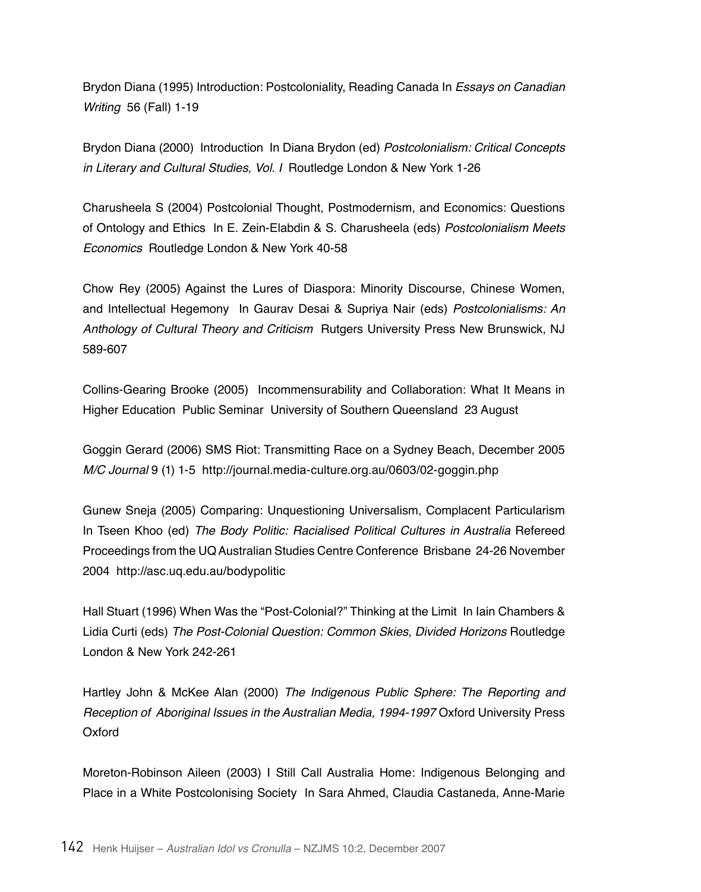Brydon Diana (1995) Introduction: Postcoloniality, Reading Canada In *Essays on Canadian Writing* 56 (Fall) 1-19

Brydon Diana (2000) Introduction In Diana Brydon (ed) *Postcolonialism: Critical Concepts in Literary and Cultural Studies, Vol. I* Routledge London & New York 1-26

Charusheela S (2004) Postcolonial Thought, Postmodernism, and Economics: Questions of Ontology and Ethics In E. Zein-Elabdin & S. Charusheela (eds) *Postcolonialism Meets Economics* Routledge London & New York 40-58

Chow Rey (2005) Against the Lures of Diaspora: Minority Discourse, Chinese Women, and Intellectual Hegemony In Gaurav Desai & Supriya Nair (eds) *Postcolonialisms: An Anthology of Cultural Theory and Criticism* Rutgers University Press New Brunswick, NJ 589-607

Collins-Gearing Brooke (2005) Incommensurability and Collaboration: What It Means in Higher Education Public Seminar University of Southern Queensland 23 August

Goggin Gerard (2006) SMS Riot: Transmitting Race on a Sydney Beach, December 2005 *M/C Journal* 9 (1) 1-5 http://journal.media-culture.org.au/0603/02-goggin.php

Gunew Sneja (2005) Comparing: Unquestioning Universalism, Complacent Particularism In Tseen Khoo (ed) *The Body Politic: Racialised Political Cultures in Australia* Refereed Proceedings from the UQ Australian Studies Centre Conference Brisbane 24-26 November 2004 http://asc.uq.edu.au/bodypolitic

Hall Stuart (1996) When Was the "Post-Colonial?" Thinking at the Limit In Iain Chambers & Lidia Curti (eds) *The Post-Colonial Question: Common Skies, Divided Horizons* Routledge London & New York 242-261

Hartley John & McKee Alan (2000) *The Indigenous Public Sphere: The Reporting and Reception of Aboriginal Issues in the Australian Media, 1994-1997* Oxford University Press Oxford

Moreton-Robinson Aileen (2003) I Still Call Australia Home: Indigenous Belonging and Place in a White Postcolonising Society In Sara Ahmed, Claudia Castaneda, Anne-Marie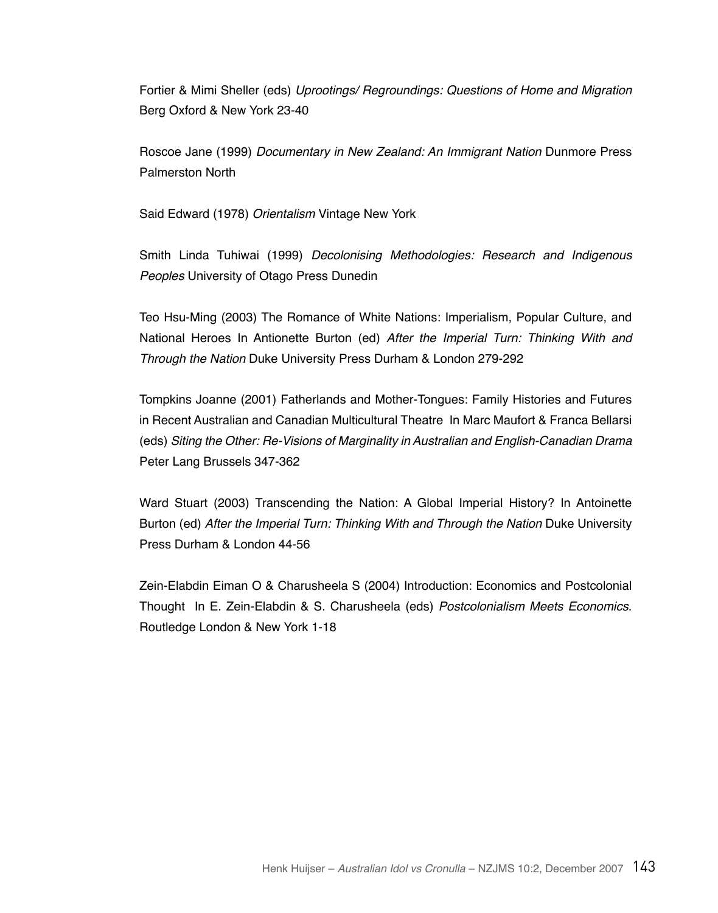Fortier & Mimi Sheller (eds) *Uprootings/ Regroundings: Questions of Home and Migration* Berg Oxford & New York 23-40

Roscoe Jane (1999) *Documentary in New Zealand: An Immigrant Nation* Dunmore Press Palmerston North

Said Edward (1978) *Orientalism* Vintage New York

Smith Linda Tuhiwai (1999) *Decolonising Methodologies: Research and Indigenous Peoples* University of Otago Press Dunedin

Teo Hsu-Ming (2003) The Romance of White Nations: Imperialism, Popular Culture, and National Heroes In Antionette Burton (ed) *After the Imperial Turn: Thinking With and Through the Nation* Duke University Press Durham & London 279-292

Tompkins Joanne (2001) Fatherlands and Mother-Tongues: Family Histories and Futures in Recent Australian and Canadian Multicultural Theatre In Marc Maufort & Franca Bellarsi (eds) *Siting the Other: Re-Visions of Marginality in Australian and English-Canadian Drama* Peter Lang Brussels 347-362

Ward Stuart (2003) Transcending the Nation: A Global Imperial History? In Antoinette Burton (ed) *After the Imperial Turn: Thinking With and Through the Nation* Duke University Press Durham & London 44-56

Zein-Elabdin Eiman O & Charusheela S (2004) Introduction: Economics and Postcolonial Thought In E. Zein-Elabdin & S. Charusheela (eds) *Postcolonialism Meets Economics*. Routledge London & New York 1-18